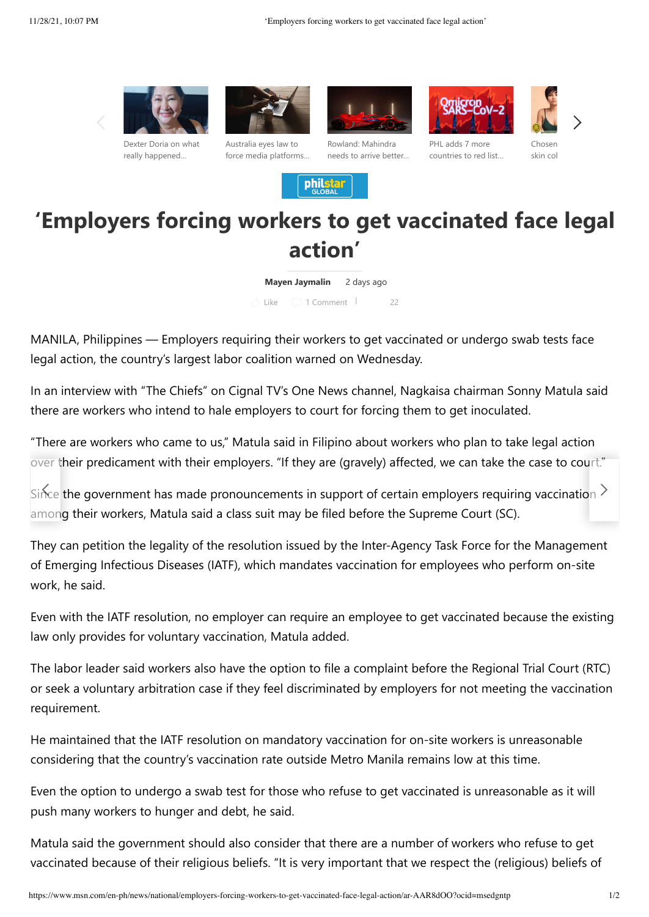# 'Employers forcing workers to get vaccinated face legal action'

**Mayen Jaymalin** 2 days ago

MANILA, Philippines — Employers requiring their workers to get vaccinated or undergo swab tests face legal action, the country's largest labor coalition warned on Wednesday.

In an interview with "The Chiefs" on Cignal TV's One News channel, Nagkaisa chairman Sonny Matula said there are workers who intend to hale employers to court for forcing them to get inoculated.

"There are workers who came to us," Matula said in Filipino about workers who plan to take legal action over their predicament with their employers. "If they are (gravely) affected, we can take the case to court."

Since the government has made pronouncements in support of certain employers requiring vaccination among their workers, Matula said a class suit may be filed before the Supreme Court (SC).

They can petition the legality of the resolution issued by the Inter-Agency Task Force for the Management of Emerging Infectious Diseases (IATF), which mandates vaccination for employees who perform on-site work, he said.

Even with the IATF resolution, no employer can require an employee to get vaccinated because the existing law only provides for voluntary vaccination, Matula added.

The labor leader said workers also have the option to file a complaint before the Regional Trial Court (RTC) or seek a voluntary arbitration case if they feel discriminated by employers for not meeting the vaccination requirement.

He maintained that the IATF resolution on mandatory vaccination for on-site workers is unreasonable considering that the country's vaccination rate outside Metro Manila remains low at this time.

Even the option to undergo a swab test for those who refuse to get vaccinated is unreasonable as it will push many workers to hunger and debt, he said.

Matula said the government should also consider that there are a number of workers who refuse to get vaccinated because of their religious beliefs. "It is very important that we respect the (religious) beliefs of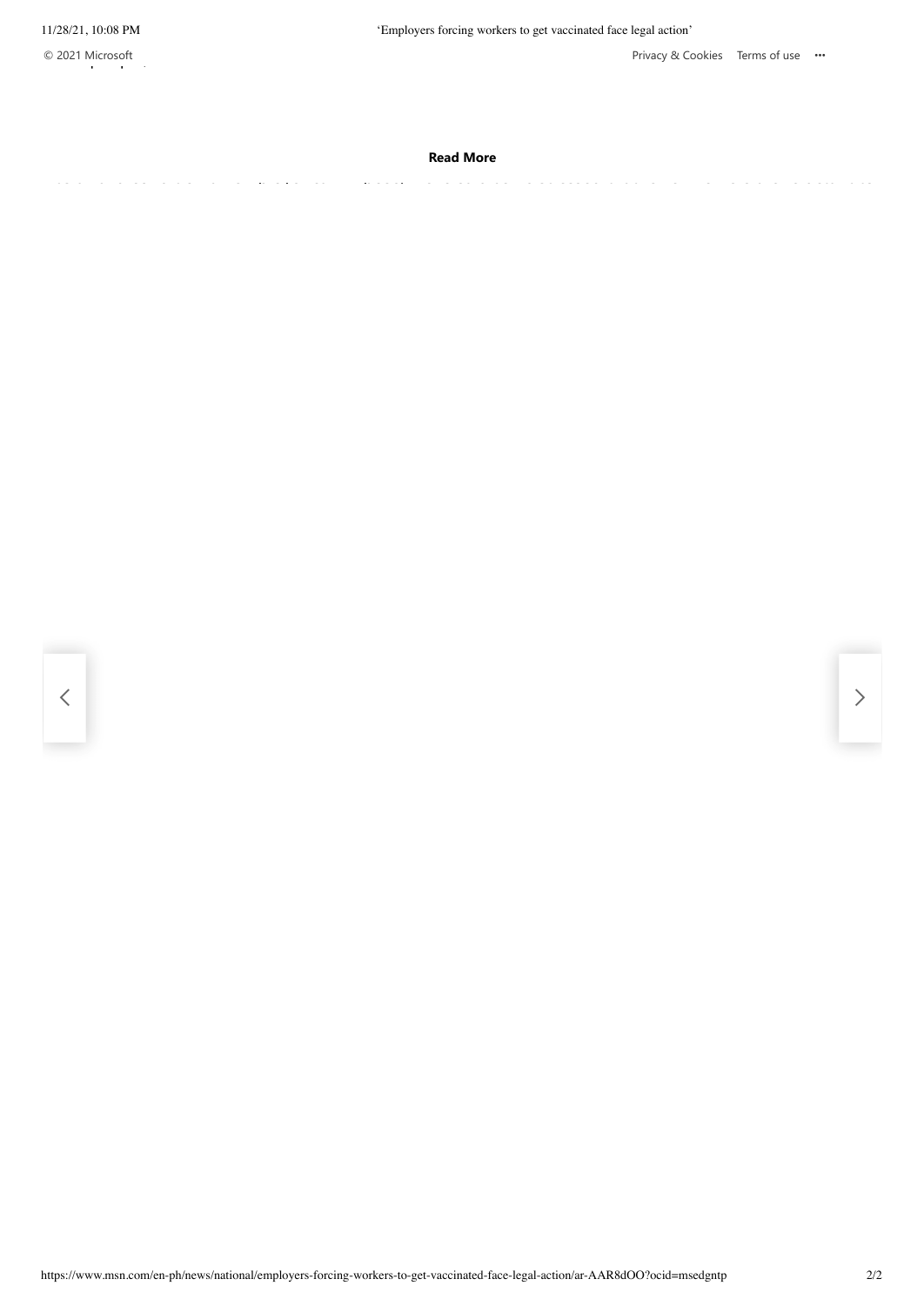© 2021 Microsoft

Privacy & Cookies Terms of use

**Read More**